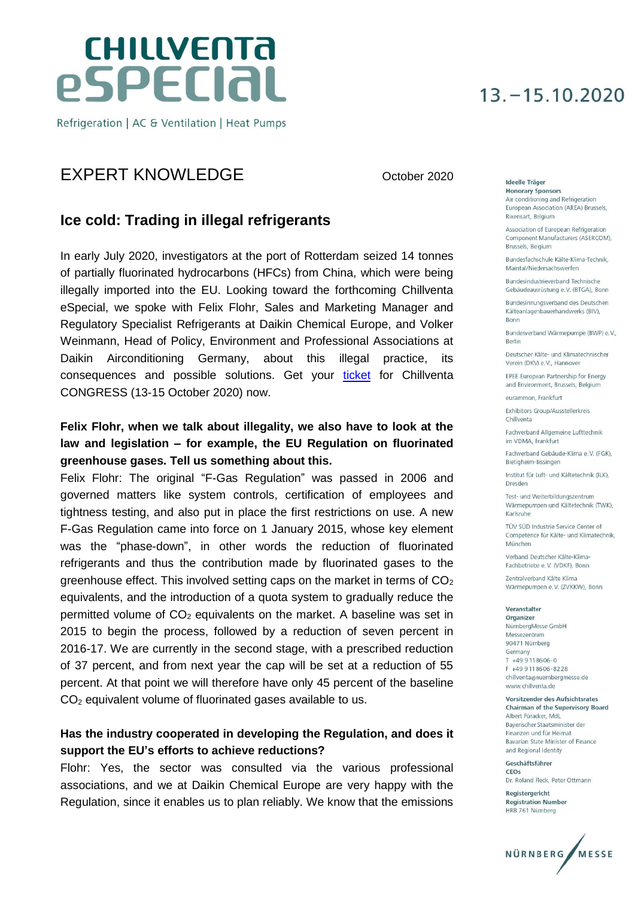# CHILLVENTA eSPECIAL

Refrigeration | AC & Ventilation | Heat Pumps

13.–15.10.2020

## EXPERT KNOWLEDGE

October 2020

### Ice cold: Trading in illegal refrigerants

In early July 2020, investigators at the port of Rotterdam seized 14 tonnes of partially fluorinated hydrocarbons (HFCs) from China, which were being illegally imported into the EU. Looking toward the forthcoming Chillventa eSpecial, we spoke with Felix Flohr, Sales and Marketing Manager and Regulatory Specialist Refrigerants at Daikin Chemical Europe, and Volker Weinmann, Head of Policy, Environment and Professional Associations at Daikin Airconditioning Germany, about this illegal practice, its consequences and possible solutions. Get your ticket for Chillventa CONGRESS (13-15 October 2020) now.

**Felix Flohr, when we talk about illegality, we also have to look at the law and legislation – for example, the EU Regulation on fluorinated greenhouse gases. Tell us something about this.**

Felix Flohr: The original "F-Gas Regulation" was passed in 2006 and governed matters like system controls, certification of employees and tightness testing, and also put in place the first restrictions on use. A new F-Gas Regulation came into force on 1 January 2015, whose key element was the "phase-down", in other words the reduction of fluorinated refrigerants and thus the contribution made by fluorinated gases to the greenhouse effect. This involved setting caps on the market in terms of $CO_2$ equivalents, and the introduction of a quota system to gradually reduce the permitted volume of $CO_2$ equivalents on the market. A baseline was set in 2015 to begin the process, followed by a reduction of seven percent in 2016-17. We are currently in the second stage, with a prescribed reduction of 37 percent, and from next year the cap will be set at a reduction of 55 percent. At that point we will therefore have only 45 percent of the baseline $CO_2$ equivalent volume of fluorinated gases available to us.

**Has the industry cooperated in developing the Regulation, and does it support the EU's efforts to achieve reductions?**

Flohr: Yes, the sector was consulted via the various professional associations, and we at Daikin Chemical Europe are very happy with the Regulation, since it enables us to plan reliably. We know that the emissions

**Ideelle Träger**
**Honorary Sponsors**
Air conditioning and Refrigeration European Association (AREA) Brussels, Rixensart, Belgium

Association of European Refrigeration Component Manufacturers (ASERCOM), Brussels, Begium

Bundesfachschule Kälte-Klima-Technik, Maintal/Niedersachswerfen

Bundesindustrieverband Technische Gebäudeausrüstung e.V. (BTGA), Bonn

Bundesinnungsverband des Deutschen Kälteanlagenbauerhandwerks (BIV), Bonn

Bundesverband Wärmepumpe (BWP) e.V., Berlin

Deutscher Kälte- und Klimatechnischer Verein (DKV) e.V., Hannover

EPEE European Partnership for Energy and Environment, Brussels, Belgium

eurammon, Frankfurt

Exhibitors Group/Ausstellerkreis Chillventa

Fachverband Allgemeine Lufttechnik im VDMA, Frankfurt

Fachverband Gebäude-Klima e.V. (FGK), Bietigheim-Bissingen

Institut für Luft- und Kältetechnik (ILK), Dresden

Test- und Weiterbildungszentrum Wärmepumpen und Kältetechnik (TWK), Karlsruhe

TÜV SÜD Industrie Service Center of Competence für Kälte- und Klimatechnik, München

Verband Deutscher Kälte-Klima-Fachbetriebe e.V. (VDKF), Bonn

Zentralverband Kälte Klima Wärmepumpen e.V. (ZVKKW), Bonn

**Veranstalter**
**Organizer**
NürnbergMesse GmbH
Messezentrum
90471 Nürnberg
Germany
T +49 9 11 86 06-0
F +49 9 11 86 06-8228
chillventa@nuernbergmesse.de
www.chillventa.de

**Vorsitzender des Aufsichtsrates**
**Chairman of the Supervisory Board**
Albert Füracker, MdL
Bayerischer Staatsminister der Finanzen und für Heimat
Bavarian State Minister of Finance and Regional Identity

**Geschäftsführer**
**CEOs**
Dr. Roland Fleck, Peter Ottmann

**Registergericht**
**Registration Number**
HRB 761 Nürnberg

NÜRNBERG MESSE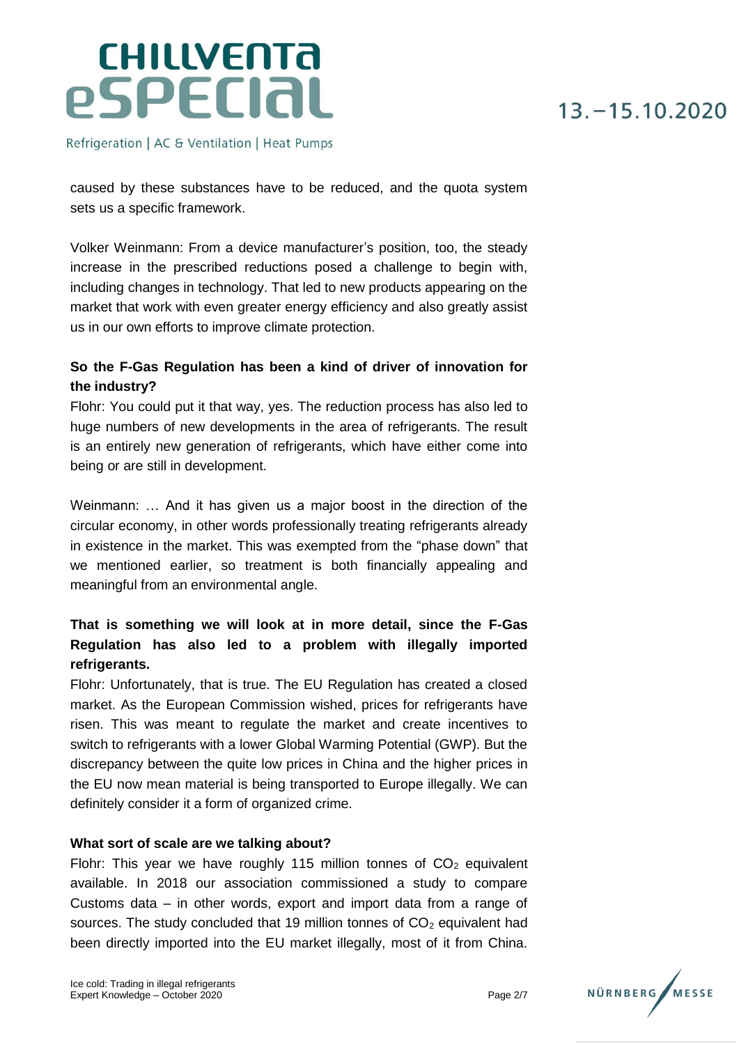caused by these substances have to be reduced, and the quota system sets us a specific framework.

Volker Weinmann: From a device manufacturer's position, too, the steady increase in the prescribed reductions posed a challenge to begin with, including changes in technology. That led to new products appearing on the market that work with even greater energy efficiency and also greatly assist us in our own efforts to improve climate protection.

**So the F-Gas Regulation has been a kind of driver of innovation for the industry?**

Flohr: You could put it that way, yes. The reduction process has also led to huge numbers of new developments in the area of refrigerants. The result is an entirely new generation of refrigerants, which have either come into being or are still in development.

Weinmann: … And it has given us a major boost in the direction of the circular economy, in other words professionally treating refrigerants already in existence in the market. This was exempted from the "phase down" that we mentioned earlier, so treatment is both financially appealing and meaningful from an environmental angle.

**That is something we will look at in more detail, since the F-Gas Regulation has also led to a problem with illegally imported refrigerants.**

Flohr: Unfortunately, that is true. The EU Regulation has created a closed market. As the European Commission wished, prices for refrigerants have risen. This was meant to regulate the market and create incentives to switch to refrigerants with a lower Global Warming Potential (GWP). But the discrepancy between the quite low prices in China and the higher prices in the EU now mean material is being transported to Europe illegally. We can definitely consider it a form of organized crime.

**What sort of scale are we talking about?**

Flohr: This year we have roughly 115 million tonnes of $CO_2$ equivalent available. In 2018 our association commissioned a study to compare Customs data – in other words, export and import data from a range of sources. The study concluded that 19 million tonnes of $CO_2$ equivalent had been directly imported into the EU market illegally, most of it from China.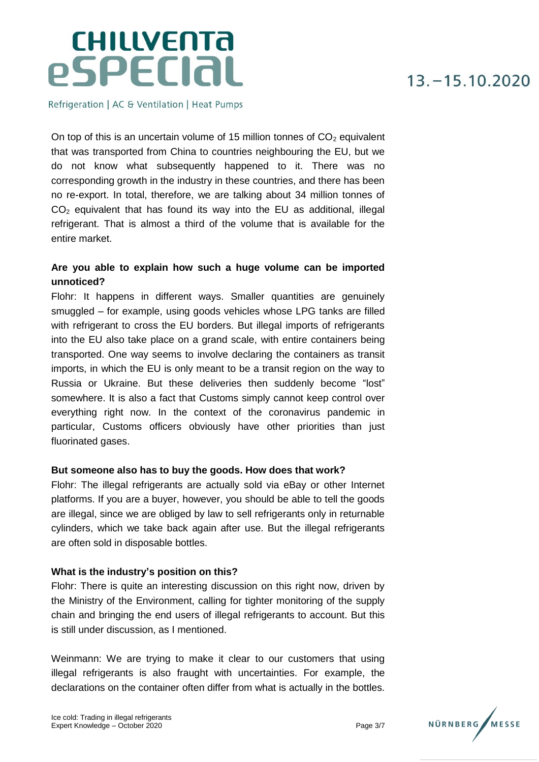On top of this is an uncertain volume of 15 million tonnes of $CO_2$ equivalent that was transported from China to countries neighbouring the EU, but we do not know what subsequently happened to it. There was no corresponding growth in the industry in these countries, and there has been no re-export. In total, therefore, we are talking about 34 million tonnes of $CO_2$ equivalent that has found its way into the EU as additional, illegal refrigerant. That is almost a third of the volume that is available for the entire market.

**Are you able to explain how such a huge volume can be imported unnoticed?**

Flohr: It happens in different ways. Smaller quantities are genuinely smuggled – for example, using goods vehicles whose LPG tanks are filled with refrigerant to cross the EU borders. But illegal imports of refrigerants into the EU also take place on a grand scale, with entire containers being transported. One way seems to involve declaring the containers as transit imports, in which the EU is only meant to be a transit region on the way to Russia or Ukraine. But these deliveries then suddenly become "lost" somewhere. It is also a fact that Customs simply cannot keep control over everything right now. In the context of the coronavirus pandemic in particular, Customs officers obviously have other priorities than just fluorinated gases.

**But someone also has to buy the goods. How does that work?**

Flohr: The illegal refrigerants are actually sold via eBay or other Internet platforms. If you are a buyer, however, you should be able to tell the goods are illegal, since we are obliged by law to sell refrigerants only in returnable cylinders, which we take back again after use. But the illegal refrigerants are often sold in disposable bottles.

**What is the industry's position on this?**

Flohr: There is quite an interesting discussion on this right now, driven by the Ministry of the Environment, calling for tighter monitoring of the supply chain and bringing the end users of illegal refrigerants to account. But this is still under discussion, as I mentioned.

Weinmann: We are trying to make it clear to our customers that using illegal refrigerants is also fraught with uncertainties. For example, the declarations on the container often differ from what is actually in the bottles.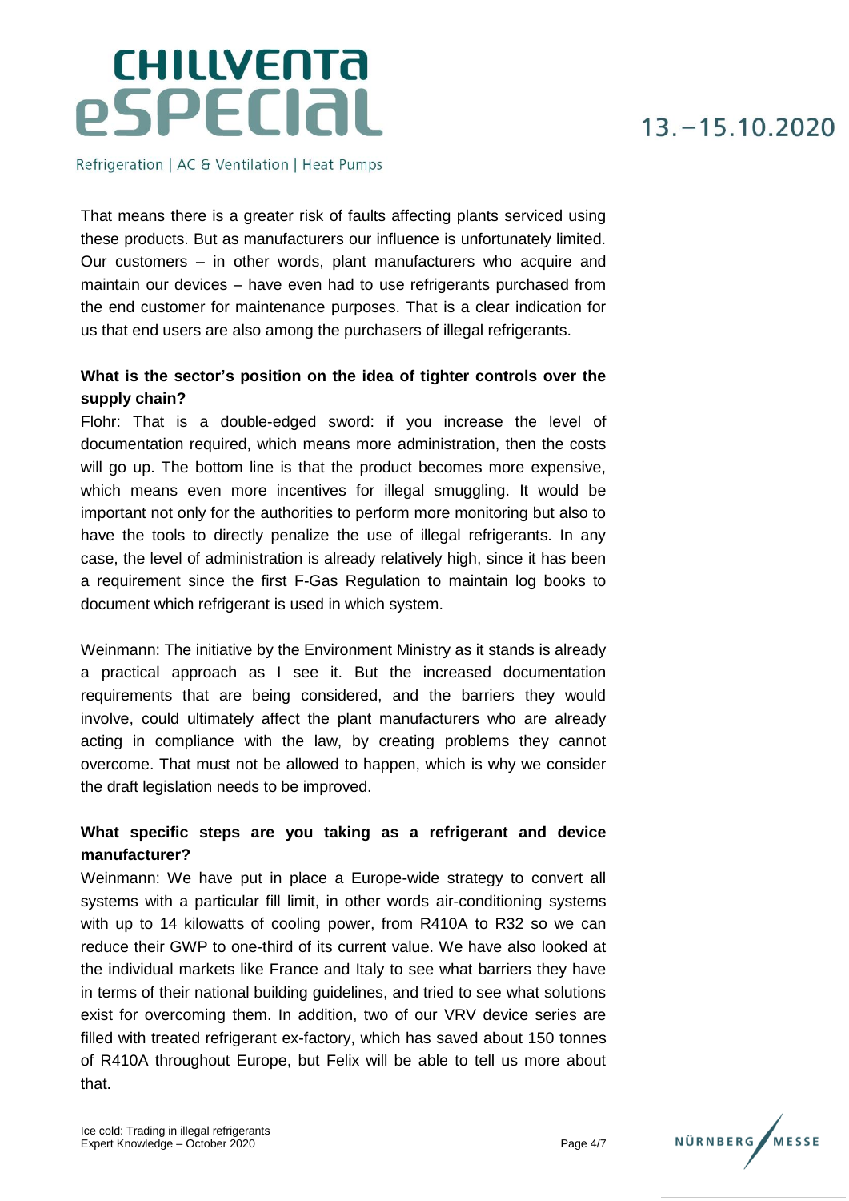That means there is a greater risk of faults affecting plants serviced using these products. But as manufacturers our influence is unfortunately limited. Our customers – in other words, plant manufacturers who acquire and maintain our devices – have even had to use refrigerants purchased from the end customer for maintenance purposes. That is a clear indication for us that end users are also among the purchasers of illegal refrigerants.

**What is the sector's position on the idea of tighter controls over the supply chain?**

Flohr: That is a double-edged sword: if you increase the level of documentation required, which means more administration, then the costs will go up. The bottom line is that the product becomes more expensive, which means even more incentives for illegal smuggling. It would be important not only for the authorities to perform more monitoring but also to have the tools to directly penalize the use of illegal refrigerants. In any case, the level of administration is already relatively high, since it has been a requirement since the first F-Gas Regulation to maintain log books to document which refrigerant is used in which system.

Weinmann: The initiative by the Environment Ministry as it stands is already a practical approach as I see it. But the increased documentation requirements that are being considered, and the barriers they would involve, could ultimately affect the plant manufacturers who are already acting in compliance with the law, by creating problems they cannot overcome. That must not be allowed to happen, which is why we consider the draft legislation needs to be improved.

**What specific steps are you taking as a refrigerant and device manufacturer?**

Weinmann: We have put in place a Europe-wide strategy to convert all systems with a particular fill limit, in other words air-conditioning systems with up to 14 kilowatts of cooling power, from R410A to R32 so we can reduce their GWP to one-third of its current value. We have also looked at the individual markets like France and Italy to see what barriers they have in terms of their national building guidelines, and tried to see what solutions exist for overcoming them. In addition, two of our VRV device series are filled with treated refrigerant ex-factory, which has saved about 150 tonnes of R410A throughout Europe, but Felix will be able to tell us more about that.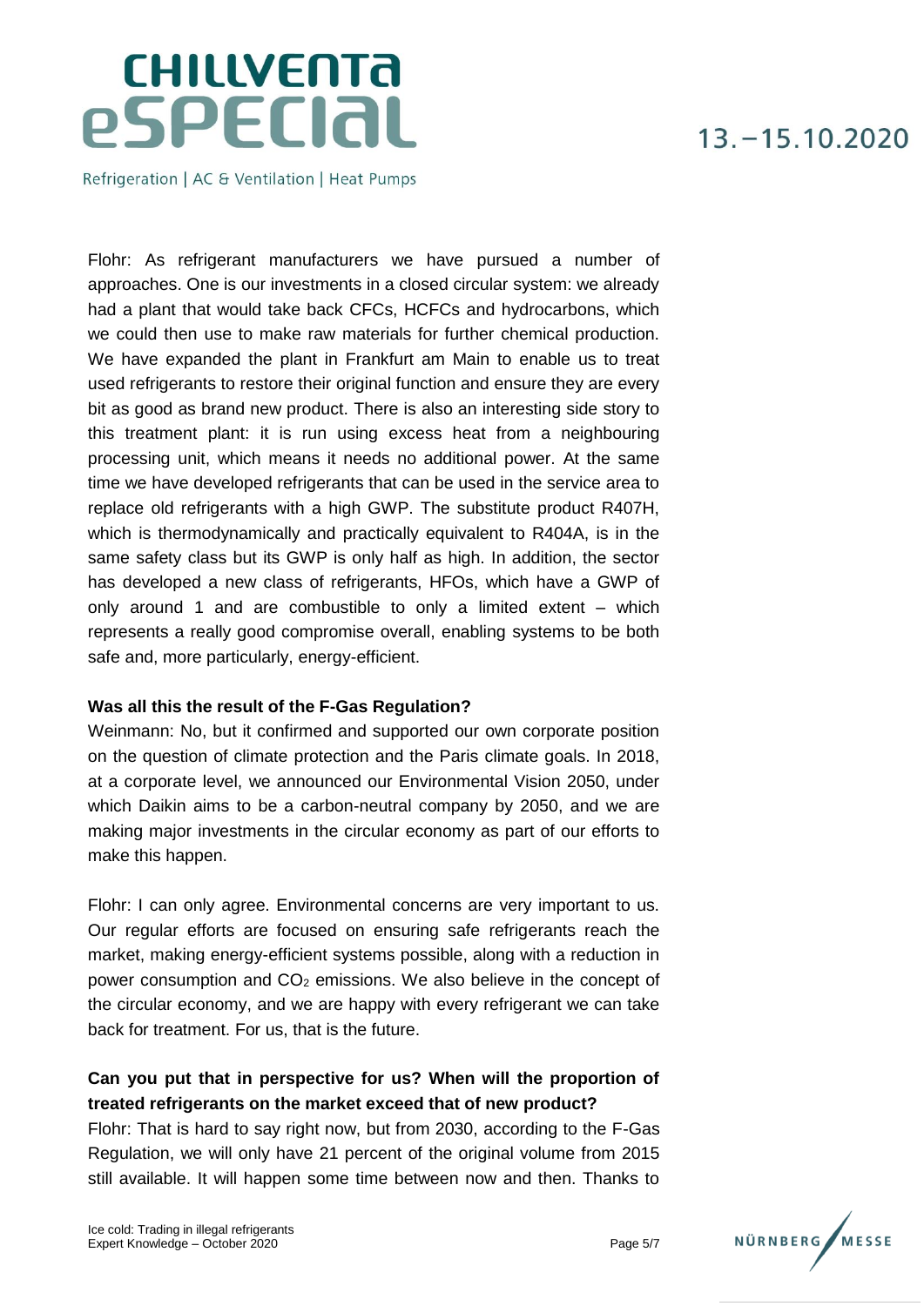Flohr: As refrigerant manufacturers we have pursued a number of approaches. One is our investments in a closed circular system: we already had a plant that would take back CFCs, HCFCs and hydrocarbons, which we could then use to make raw materials for further chemical production. We have expanded the plant in Frankfurt am Main to enable us to treat used refrigerants to restore their original function and ensure they are every bit as good as brand new product. There is also an interesting side story to this treatment plant: it is run using excess heat from a neighbouring processing unit, which means it needs no additional power. At the same time we have developed refrigerants that can be used in the service area to replace old refrigerants with a high GWP. The substitute product R407H, which is thermodynamically and practically equivalent to R404A, is in the same safety class but its GWP is only half as high. In addition, the sector has developed a new class of refrigerants, HFOs, which have a GWP of only around 1 and are combustible to only a limited extent – which represents a really good compromise overall, enabling systems to be both safe and, more particularly, energy-efficient.

**Was all this the result of the F-Gas Regulation?**

Weinmann: No, but it confirmed and supported our own corporate position on the question of climate protection and the Paris climate goals. In 2018, at a corporate level, we announced our Environmental Vision 2050, under which Daikin aims to be a carbon-neutral company by 2050, and we are making major investments in the circular economy as part of our efforts to make this happen.

Flohr: I can only agree. Environmental concerns are very important to us. Our regular efforts are focused on ensuring safe refrigerants reach the market, making energy-efficient systems possible, along with a reduction in power consumption and $CO_2$ emissions. We also believe in the concept of the circular economy, and we are happy with every refrigerant we can take back for treatment. For us, that is the future.

**Can you put that in perspective for us? When will the proportion of treated refrigerants on the market exceed that of new product?**

Flohr: That is hard to say right now, but from 2030, according to the F-Gas Regulation, we will only have 21 percent of the original volume from 2015 still available. It will happen some time between now and then. Thanks to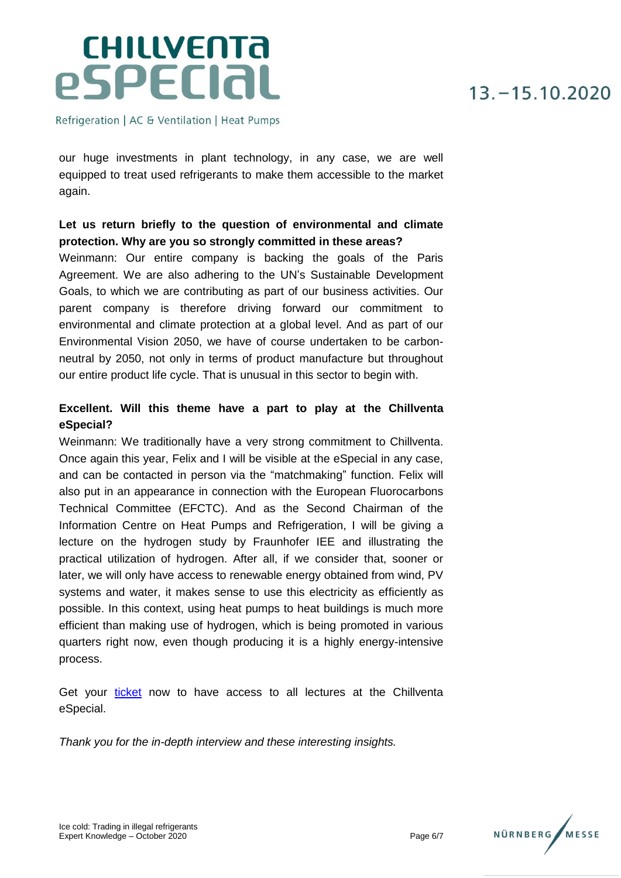our huge investments in plant technology, in any case, we are well equipped to treat used refrigerants to make them accessible to the market again.

**Let us return briefly to the question of environmental and climate protection. Why are you so strongly committed in these areas?**

Weinmann: Our entire company is backing the goals of the Paris Agreement. We are also adhering to the UN's Sustainable Development Goals, to which we are contributing as part of our business activities. Our parent company is therefore driving forward our commitment to environmental and climate protection at a global level. And as part of our Environmental Vision 2050, we have of course undertaken to be carbon-neutral by 2050, not only in terms of product manufacture but throughout our entire product life cycle. That is unusual in this sector to begin with.

**Excellent. Will this theme have a part to play at the Chillventa eSpecial?**

Weinmann: We traditionally have a very strong commitment to Chillventa. Once again this year, Felix and I will be visible at the eSpecial in any case, and can be contacted in person via the "matchmaking" function. Felix will also put in an appearance in connection with the European Fluorocarbons Technical Committee (EFCTC). And as the Second Chairman of the Information Centre on Heat Pumps and Refrigeration, I will be giving a lecture on the hydrogen study by Fraunhofer IEE and illustrating the practical utilization of hydrogen. After all, if we consider that, sooner or later, we will only have access to renewable energy obtained from wind, PV systems and water, it makes sense to use this electricity as efficiently as possible. In this context, using heat pumps to heat buildings is much more efficient than making use of hydrogen, which is being promoted in various quarters right now, even though producing it is a highly energy-intensive process.

Get your [ticket] now to have access to all lectures at the Chillventa eSpecial.

*Thank you for the in-depth interview and these interesting insights.*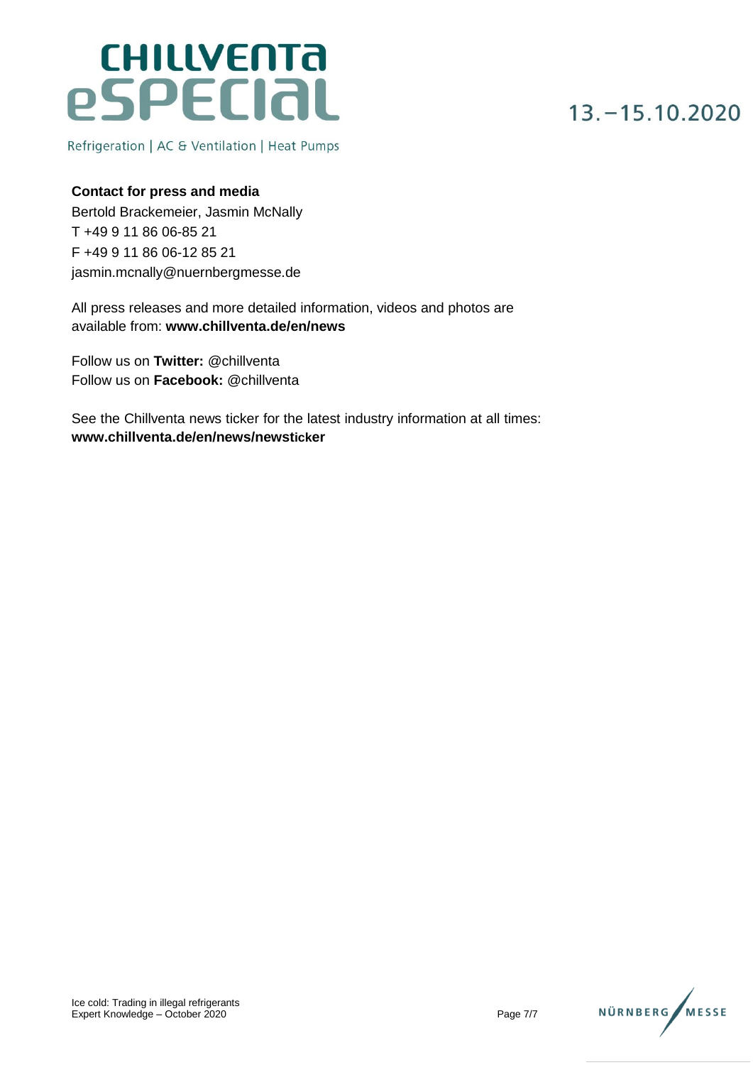**Contact for press and media**
Bertold Brackemeier, Jasmin McNally
T +49 9 11 86 06-85 21
F +49 9 11 86 06-12 85 21
jasmin.mcnally@nuernbergmesse.de

All press releases and more detailed information, videos and photos are available from: **www.chillventa.de/en/news**

Follow us on **Twitter:** @chillventa
Follow us on **Facebook:** @chillventa

See the Chillventa news ticker for the latest industry information at all times: **www.chillventa.de/en/news/newsticker**